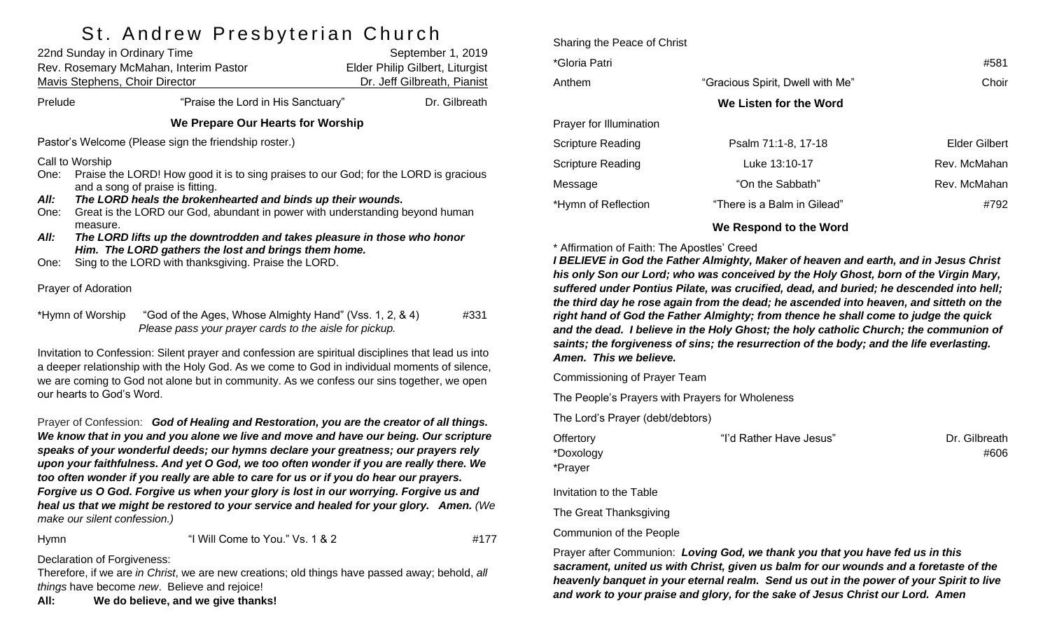# St. Andrew Presbyterian Church

22nd Sunday in Ordinary Time — September 1, 2019

Rev. Rosemary McMahan, Interim Pastor — Elder Philip Gilbert, Liturgist

Mavis Stephens, Choir Director — Dr. Jeff Gilbreath, Pianist

Prelude — "Praise the Lord in His Sanctuary" — Dr. Gilbreath

### We Prepare Our Hearts for Worship

Pastor's Welcome (Please sign the friendship roster.)

Call to Worship

One: Praise the LORD! How good it is to sing praises to our God; for the LORD is gracious and a song of praise is fitting.

***All: The LORD heals the brokenhearted and binds up their wounds.***

One: Great is the LORD our God, abundant in power with understanding beyond human measure.

***All: The LORD lifts up the downtrodden and takes pleasure in those who honor Him. The LORD gathers the lost and brings them home.***

One: Sing to the LORD with thanksgiving. Praise the LORD.

Prayer of Adoration

*Hymn of Worship — "God of the Ages, Whose Almighty Hand" (Vss. 1, 2, & 4) — #331

*Please pass your prayer cards to the aisle for pickup.*

Invitation to Confession: Silent prayer and confession are spiritual disciplines that lead us into a deeper relationship with the Holy God. As we come to God in individual moments of silence, we are coming to God not alone but in community. As we confess our sins together, we open our hearts to God's Word.

Prayer of Confession: ***God of Healing and Restoration, you are the creator of all things. We know that in you and you alone we live and move and have our being. Our scripture speaks of your wonderful deeds; our hymns declare your greatness; our prayers rely upon your faithfulness. And yet O God, we too often wonder if you are really there. We too often wonder if you really are able to care for us or if you do hear our prayers. Forgive us O God. Forgive us when your glory is lost in our worrying. Forgive us and heal us that we might be restored to your service and healed for your glory. Amen.*** *(We make our silent confession.)*

Hymn — "I Will Come to You." Vs. 1 & 2 — #177

Declaration of Forgiveness:

Therefore, if we are *in Christ*, we are new creations; old things have passed away; behold, *all things* have become *new*. Believe and rejoice!

**All: We do believe, and we give thanks!**

Sharing the Peace of Christ

*Gloria Patri — #581

Anthem — "Gracious Spirit, Dwell with Me" — Choir

### We Listen for the Word

Prayer for Illumination

Scripture Reading — Psalm 71:1-8, 17-18 — Elder Gilbert

Scripture Reading — Luke 13:10-17 — Rev. McMahan

Message — "On the Sabbath" — Rev. McMahan

*Hymn of Reflection — "There is a Balm in Gilead" — #792

### We Respond to the Word

* Affirmation of Faith: The Apostles' Creed

***I BELIEVE in God the Father Almighty, Maker of heaven and earth, and in Jesus Christ his only Son our Lord; who was conceived by the Holy Ghost, born of the Virgin Mary, suffered under Pontius Pilate, was crucified, dead, and buried; he descended into hell; the third day he rose again from the dead; he ascended into heaven, and sitteth on the right hand of God the Father Almighty; from thence he shall come to judge the quick and the dead. I believe in the Holy Ghost; the holy catholic Church; the communion of saints; the forgiveness of sins; the resurrection of the body; and the life everlasting. Amen. This we believe.***

Commissioning of Prayer Team

The People's Prayers with Prayers for Wholeness

The Lord's Prayer (debt/debtors)

Offertory — "I'd Rather Have Jesus" — Dr. Gilbreath

*Doxology — #606

*Prayer

Invitation to the Table

The Great Thanksgiving

Communion of the People

Prayer after Communion: ***Loving God, we thank you that you have fed us in this sacrament, united us with Christ, given us balm for our wounds and a foretaste of the heavenly banquet in your eternal realm. Send us out in the power of your Spirit to live and work to your praise and glory, for the sake of Jesus Christ our Lord. Amen***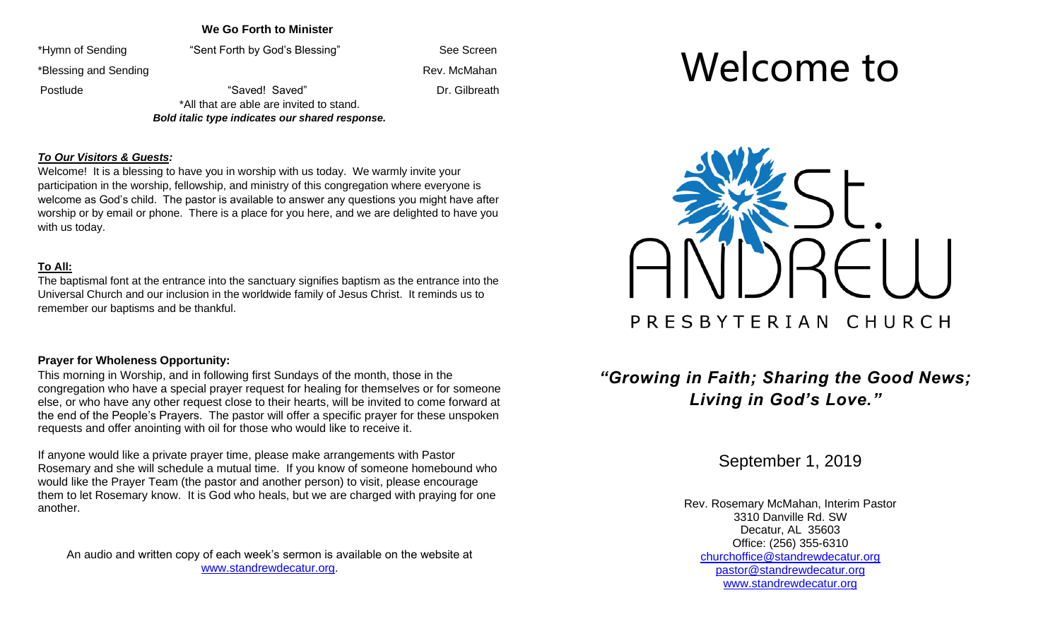## We Go Forth to Minister

| | | |
|---|---|---|
| *Hymn of Sending | "Sent Forth by God's Blessing" | See Screen |
| *Blessing and Sending | | Rev. McMahan |
| Postlude | "Saved! Saved" | Dr. Gilbreath |

*All that are able are invited to stand.

***Bold italic type indicates our shared response.***

***To Our Visitors & Guests:***

Welcome! It is a blessing to have you in worship with us today. We warmly invite your participation in the worship, fellowship, and ministry of this congregation where everyone is welcome as God's child. The pastor is available to answer any questions you might have after worship or by email or phone. There is a place for you here, and we are delighted to have you with us today.

**To All:**

The baptismal font at the entrance into the sanctuary signifies baptism as the entrance into the Universal Church and our inclusion in the worldwide family of Jesus Christ. It reminds us to remember our baptisms and be thankful.

**Prayer for Wholeness Opportunity:**

This morning in Worship, and in following first Sundays of the month, those in the congregation who have a special prayer request for healing for themselves or for someone else, or who have any other request close to their hearts, will be invited to come forward at the end of the People's Prayers. The pastor will offer a specific prayer for these unspoken requests and offer anointing with oil for those who would like to receive it.

If anyone would like a private prayer time, please make arrangements with Pastor Rosemary and she will schedule a mutual time. If you know of someone homebound who would like the Prayer Team (the pastor and another person) to visit, please encourage them to let Rosemary know. It is God who heals, but we are charged with praying for one another.

An audio and written copy of each week's sermon is available on the website at www.standrewdecatur.org.

# Welcome to

# St. ANDREW PRESBYTERIAN CHURCH

## *"Growing in Faith; Sharing the Good News; Living in God's Love."*

September 1, 2019

Rev. Rosemary McMahan, Interim Pastor
3310 Danville Rd. SW
Decatur, AL 35603
Office: (256) 355-6310
churchoffice@standrewdecatur.org
pastor@standrewdecatur.org
www.standrewdecatur.org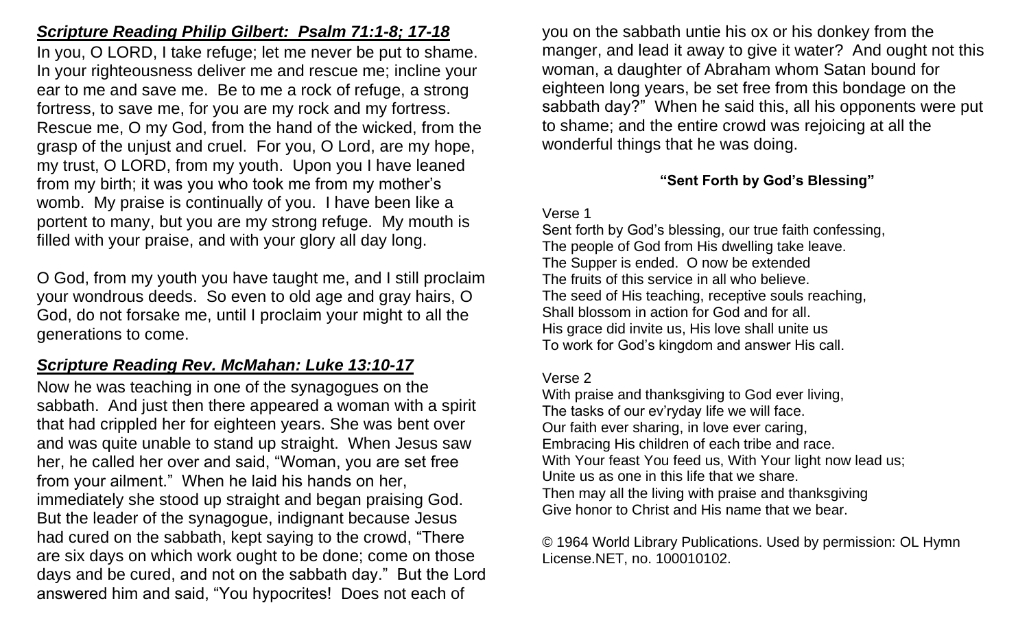### ***Scripture Reading Philip Gilbert: Psalm 71:1-8; 17-18***

In you, O LORD, I take refuge; let me never be put to shame. In your righteousness deliver me and rescue me; incline your ear to me and save me. Be to me a rock of refuge, a strong fortress, to save me, for you are my rock and my fortress. Rescue me, O my God, from the hand of the wicked, from the grasp of the unjust and cruel. For you, O Lord, are my hope, my trust, O LORD, from my youth. Upon you I have leaned from my birth; it was you who took me from my mother's womb. My praise is continually of you. I have been like a portent to many, but you are my strong refuge. My mouth is filled with your praise, and with your glory all day long.

O God, from my youth you have taught me, and I still proclaim your wondrous deeds. So even to old age and gray hairs, O God, do not forsake me, until I proclaim your might to all the generations to come.

### ***Scripture Reading Rev. McMahan: Luke 13:10-17***

Now he was teaching in one of the synagogues on the sabbath. And just then there appeared a woman with a spirit that had crippled her for eighteen years. She was bent over and was quite unable to stand up straight. When Jesus saw her, he called her over and said, "Woman, you are set free from your ailment." When he laid his hands on her, immediately she stood up straight and began praising God. But the leader of the synagogue, indignant because Jesus had cured on the sabbath, kept saying to the crowd, "There are six days on which work ought to be done; come on those days and be cured, and not on the sabbath day." But the Lord answered him and said, "You hypocrites! Does not each of you on the sabbath untie his ox or his donkey from the manger, and lead it away to give it water? And ought not this woman, a daughter of Abraham whom Satan bound for eighteen long years, be set free from this bondage on the sabbath day?" When he said this, all his opponents were put to shame; and the entire crowd was rejoicing at all the wonderful things that he was doing.

**"Sent Forth by God's Blessing"**

Verse 1
Sent forth by God's blessing, our true faith confessing,
The people of God from His dwelling take leave.
The Supper is ended. O now be extended
The fruits of this service in all who believe.
The seed of His teaching, receptive souls reaching,
Shall blossom in action for God and for all.
His grace did invite us, His love shall unite us
To work for God's kingdom and answer His call.

Verse 2
With praise and thanksgiving to God ever living,
The tasks of our ev'ryday life we will face.
Our faith ever sharing, in love ever caring,
Embracing His children of each tribe and race.
With Your feast You feed us, With Your light now lead us;
Unite us as one in this life that we share.
Then may all the living with praise and thanksgiving
Give honor to Christ and His name that we bear.

© 1964 World Library Publications. Used by permission: OL Hymn License.NET, no. 100010102.